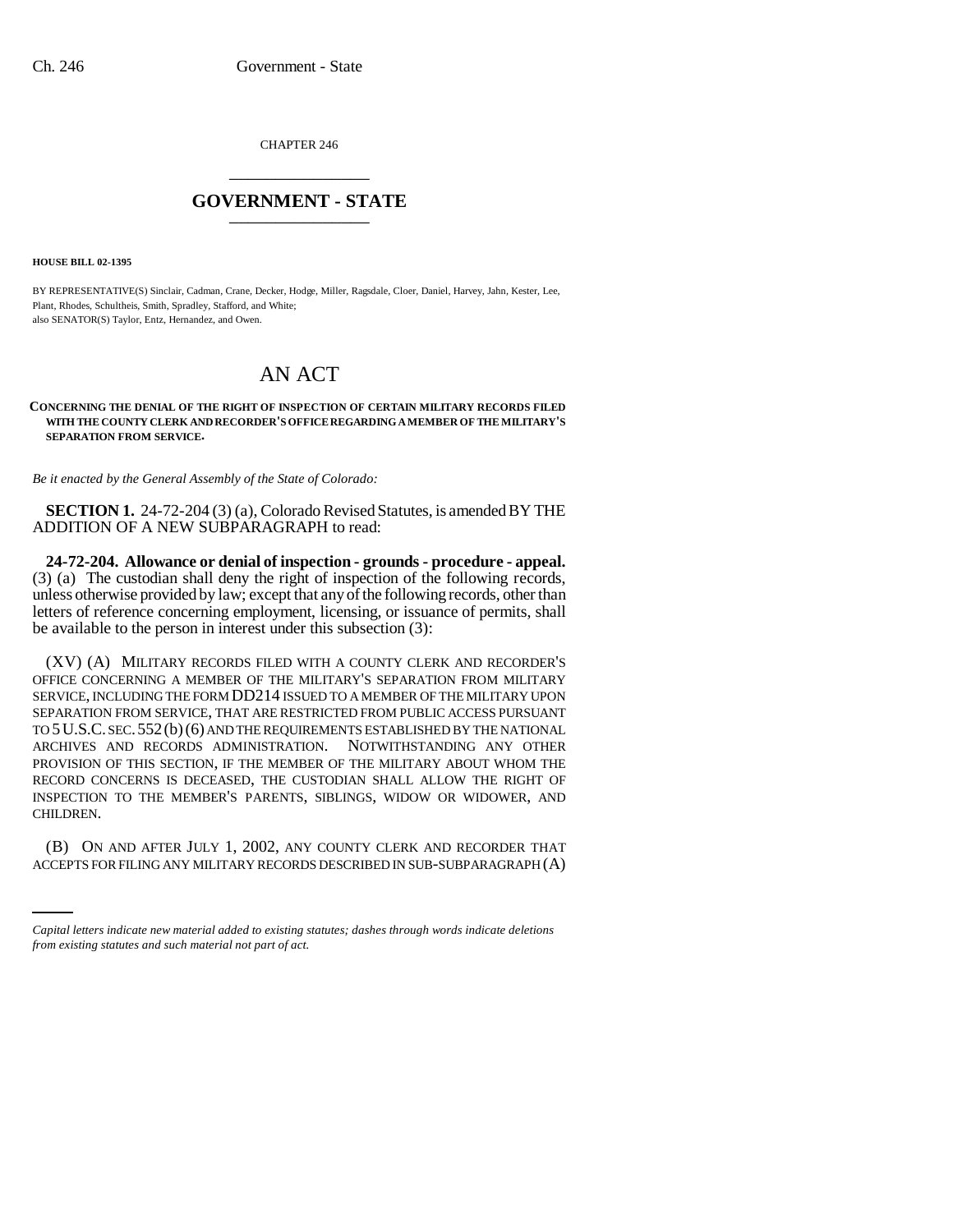CHAPTER 246

# GOVERNMENT - STATE

**HOUSE BILL 02-1395**

BY REPRESENTATIVE(S) Sinclair, Cadman, Crane, Decker, Hodge, Miller, Ragsdale, Cloer, Daniel, Harvey, Jahn, Kester, Lee, Plant, Rhodes, Schultheis, Smith, Spradley, Stafford, and White;
also SENATOR(S) Taylor, Entz, Hernandez, and Owen.

# AN ACT

**CONCERNING THE DENIAL OF THE RIGHT OF INSPECTION OF CERTAIN MILITARY RECORDS FILED WITH THE COUNTY CLERK AND RECORDER'S OFFICE REGARDING A MEMBER OF THE MILITARY'S SEPARATION FROM SERVICE.**

*Be it enacted by the General Assembly of the State of Colorado:*

**SECTION 1.** 24-72-204 (3) (a), Colorado Revised Statutes, is amended BY THE ADDITION OF A NEW SUBPARAGRAPH to read:

**24-72-204. Allowance or denial of inspection - grounds - procedure - appeal.** (3) (a) The custodian shall deny the right of inspection of the following records, unless otherwise provided by law; except that any of the following records, other than letters of reference concerning employment, licensing, or issuance of permits, shall be available to the person in interest under this subsection (3):

(XV) (A) MILITARY RECORDS FILED WITH A COUNTY CLERK AND RECORDER'S OFFICE CONCERNING A MEMBER OF THE MILITARY'S SEPARATION FROM MILITARY SERVICE, INCLUDING THE FORM DD214 ISSUED TO A MEMBER OF THE MILITARY UPON SEPARATION FROM SERVICE, THAT ARE RESTRICTED FROM PUBLIC ACCESS PURSUANT TO 5 U.S.C. SEC. 552 (b) (6) AND THE REQUIREMENTS ESTABLISHED BY THE NATIONAL ARCHIVES AND RECORDS ADMINISTRATION. NOTWITHSTANDING ANY OTHER PROVISION OF THIS SECTION, IF THE MEMBER OF THE MILITARY ABOUT WHOM THE RECORD CONCERNS IS DECEASED, THE CUSTODIAN SHALL ALLOW THE RIGHT OF INSPECTION TO THE MEMBER'S PARENTS, SIBLINGS, WIDOW OR WIDOWER, AND CHILDREN.

(B) ON AND AFTER JULY 1, 2002, ANY COUNTY CLERK AND RECORDER THAT ACCEPTS FOR FILING ANY MILITARY RECORDS DESCRIBED IN SUB-SUBPARAGRAPH (A)

*Capital letters indicate new material added to existing statutes; dashes through words indicate deletions from existing statutes and such material not part of act.*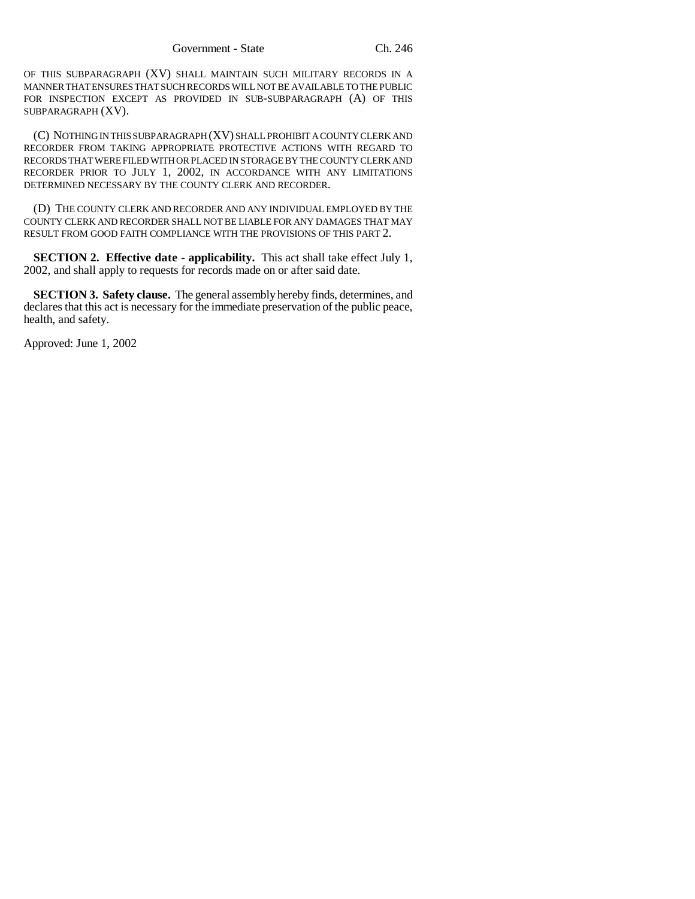OF THIS SUBPARAGRAPH (XV) SHALL MAINTAIN SUCH MILITARY RECORDS IN A MANNER THAT ENSURES THAT SUCH RECORDS WILL NOT BE AVAILABLE TO THE PUBLIC FOR INSPECTION EXCEPT AS PROVIDED IN SUB-SUBPARAGRAPH (A) OF THIS SUBPARAGRAPH (XV).

(C) NOTHING IN THIS SUBPARAGRAPH (XV) SHALL PROHIBIT A COUNTY CLERK AND RECORDER FROM TAKING APPROPRIATE PROTECTIVE ACTIONS WITH REGARD TO RECORDS THAT WERE FILED WITH OR PLACED IN STORAGE BY THE COUNTY CLERK AND RECORDER PRIOR TO JULY 1, 2002, IN ACCORDANCE WITH ANY LIMITATIONS DETERMINED NECESSARY BY THE COUNTY CLERK AND RECORDER.

(D) THE COUNTY CLERK AND RECORDER AND ANY INDIVIDUAL EMPLOYED BY THE COUNTY CLERK AND RECORDER SHALL NOT BE LIABLE FOR ANY DAMAGES THAT MAY RESULT FROM GOOD FAITH COMPLIANCE WITH THE PROVISIONS OF THIS PART 2.

**SECTION 2. Effective date - applicability.** This act shall take effect July 1, 2002, and shall apply to requests for records made on or after said date.

**SECTION 3. Safety clause.** The general assembly hereby finds, determines, and declares that this act is necessary for the immediate preservation of the public peace, health, and safety.

Approved: June 1, 2002